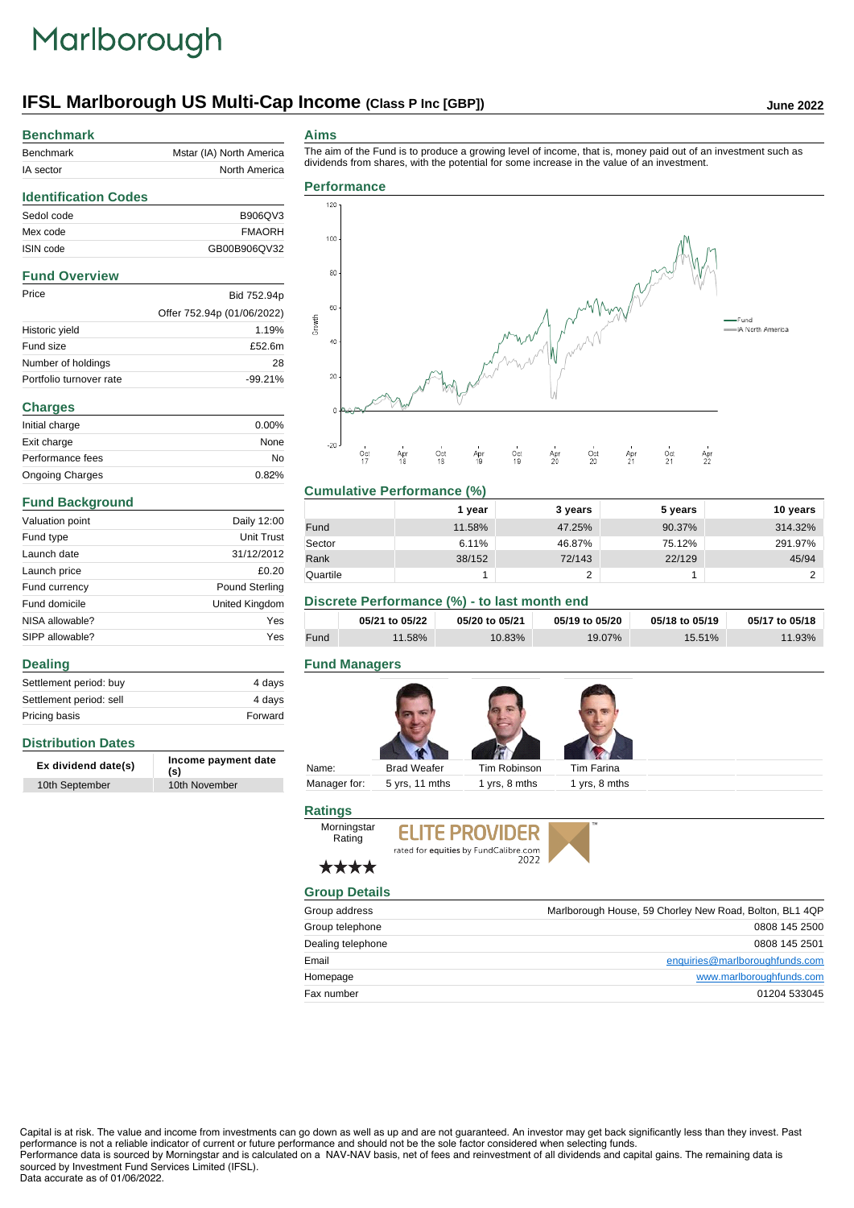Marlborough

# IFSL Marlborough US Multi-Cap Income (Class P Inc [GBP])

June 2022

## Benchmark

| | |
|---|---|
| Benchmark | Mstar (IA) North America |
| IA sector | North America |

## Identification Codes

| | |
|---|---|
| Sedol code | B906QV3 |
| Mex code | FMAORH |
| ISIN code | GB00B906QV32 |

## Fund Overview

| | |
|---|---|
| Price | Bid 752.94p |
| | Offer 752.94p (01/06/2022) |
| Historic yield | 1.19% |
| Fund size | £52.6m |
| Number of holdings | 28 |
| Portfolio turnover rate | -99.21% |

## Charges

| | |
|---|---|
| Initial charge | 0.00% |
| Exit charge | None |
| Performance fees | No |
| Ongoing Charges | 0.82% |

## Fund Background

| | |
|---|---|
| Valuation point | Daily 12:00 |
| Fund type | Unit Trust |
| Launch date | 31/12/2012 |
| Launch price | £0.20 |
| Fund currency | Pound Sterling |
| Fund domicile | United Kingdom |
| NISA allowable? | Yes |
| SIPP allowable? | Yes |

## Dealing

| | |
|---|---|
| Settlement period: buy | 4 days |
| Settlement period: sell | 4 days |
| Pricing basis | Forward |

## Distribution Dates

| Ex dividend date(s) | Income payment date (s) |
|---|---|
| 10th September | 10th November |

## Aims

The aim of the Fund is to produce a growing level of income, that is, money paid out of an investment such as dividends from shares, with the potential for some increase in the value of an investment.

## Performance

## Cumulative Performance (%)

| | 1 year | 3 years | 5 years | 10 years |
|---|---|---|---|---|
| Fund | 11.58% | 47.25% | 90.37% | 314.32% |
| Sector | 6.11% | 46.87% | 75.12% | 291.97% |
| Rank | 38/152 | 72/143 | 22/129 | 45/94 |
| Quartile | 1 | 2 | 1 | 2 |

## Discrete Performance (%) - to last month end

| | 05/21 to 05/22 | 05/20 to 05/21 | 05/19 to 05/20 | 05/18 to 05/19 | 05/17 to 05/18 |
|---|---|---|---|---|---|
| Fund | 11.58% | 10.83% | 19.07% | 15.51% | 11.93% |

## Fund Managers

| Name: | Brad Weafer | Tim Robinson | Tim Farina |
|---|---|---|---|
| Manager for: | 5 yrs, 11 mths | 1 yrs, 8 mths | 1 yrs, 8 mths |

## Ratings

Morningstar Rating ★★★★

ELITE PROVIDER rated for equities by FundCalibre.com 2022

## Group Details

| | |
|---|---|
| Group address | Marlborough House, 59 Chorley New Road, Bolton, BL1 4QP |
| Group telephone | 0808 145 2500 |
| Dealing telephone | 0808 145 2501 |
| Email | enquiries@marlboroughfunds.com |
| Homepage | www.marlboroughfunds.com |
| Fax number | 01204 533045 |

Capital is at risk. The value and income from investments can go down as well as up and are not guaranteed. An investor may get back significantly less than they invest. Past performance is not a reliable indicator of current or future performance and should not be the sole factor considered when selecting funds.
Performance data is sourced by Morningstar and is calculated on a NAV-NAV basis, net of fees and reinvestment of all dividends and capital gains. The remaining data is sourced by Investment Fund Services Limited (IFSL).
Data accurate as of 01/06/2022.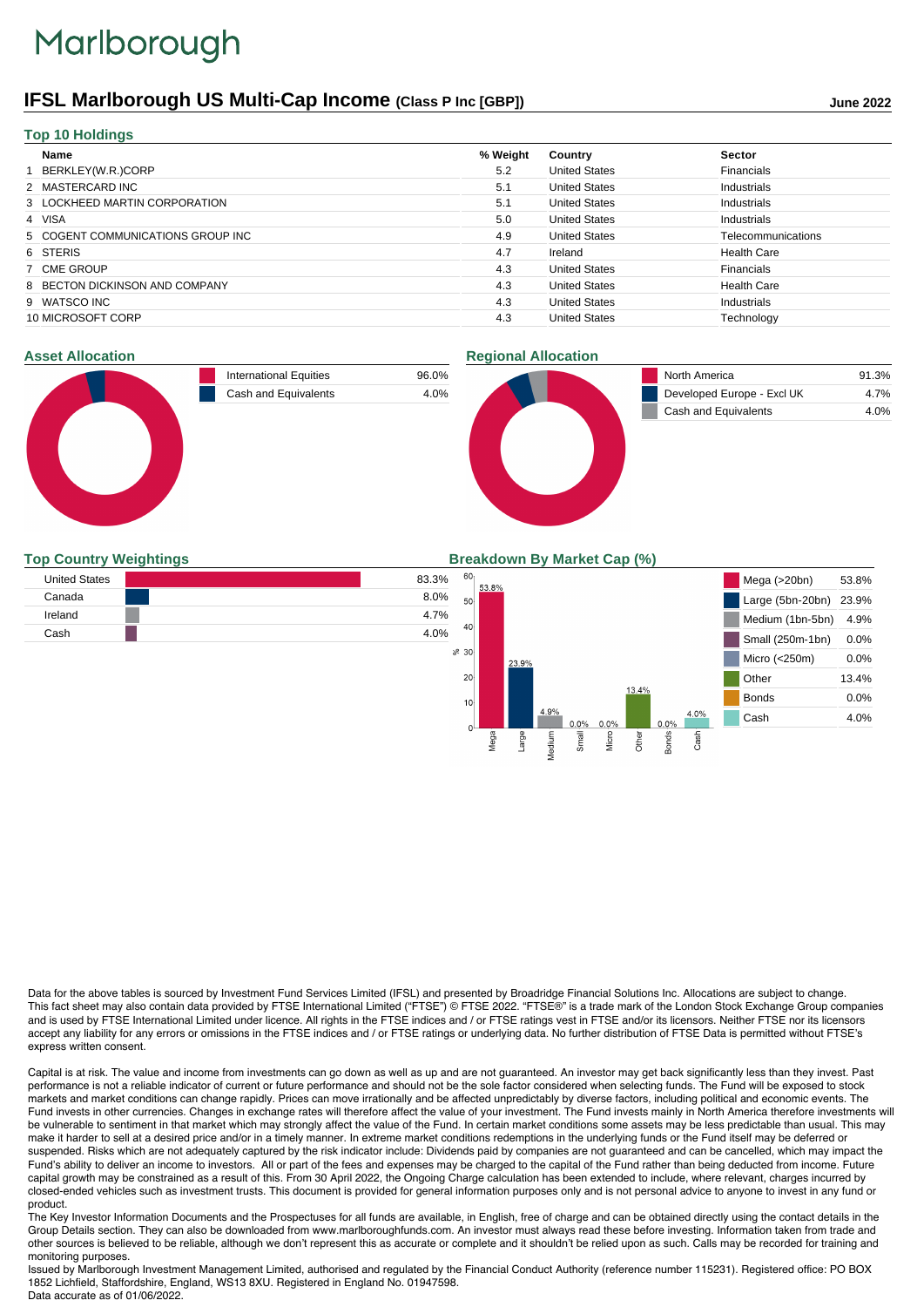Marlborough

# IFSL Marlborough US Multi-Cap Income (Class P Inc [GBP])

June 2022

## Top 10 Holdings

| | Name | % Weight | Country | Sector |
|---|---|---|---|---|
| 1 | BERKLEY(W.R.)CORP | 5.2 | United States | Financials |
| 2 | MASTERCARD INC | 5.1 | United States | Industrials |
| 3 | LOCKHEED MARTIN CORPORATION | 5.1 | United States | Industrials |
| 4 | VISA | 5.0 | United States | Industrials |
| 5 | COGENT COMMUNICATIONS GROUP INC | 4.9 | United States | Telecommunications |
| 6 | STERIS | 4.7 | Ireland | Health Care |
| 7 | CME GROUP | 4.3 | United States | Financials |
| 8 | BECTON DICKINSON AND COMPANY | 4.3 | United States | Health Care |
| 9 | WATSCO INC | 4.3 | United States | Industrials |
| 10 | MICROSOFT CORP | 4.3 | United States | Technology |

## Asset Allocation

International Equities 96.0%
Cash and Equivalents 4.0%

## Regional Allocation

North America 91.3%
Developed Europe - Excl UK 4.7%
Cash and Equivalents 4.0%

## Top Country Weightings

United States 83.3%
Canada 8.0%
Ireland 4.7%
Cash 4.0%

## Breakdown By Market Cap (%)

%
60
50
40
30
20
10
0

53.8% 23.9% 4.9% 0.0% 0.0% 13.4% 0.0% 4.0%

Mega Large Medium Small Micro Other Bonds Cash

Mega (>20bn) 53.8%
Large (5bn-20bn) 23.9%
Medium (1bn-5bn) 4.9%
Small (250m-1bn) 0.0%
Micro (<250m) 0.0%
Other 13.4%
Bonds 0.0%
Cash 4.0%

Data for the above tables is sourced by Investment Fund Services Limited (IFSL) and presented by Broadridge Financial Solutions Inc. Allocations are subject to change. This fact sheet may also contain data provided by FTSE International Limited ("FTSE") © FTSE 2022. "FTSE®" is a trade mark of the London Stock Exchange Group companies and is used by FTSE International Limited under licence. All rights in the FTSE indices and / or FTSE ratings vest in FTSE and/or its licensors. Neither FTSE nor its licensors accept any liability for any errors or omissions in the FTSE indices and / or FTSE ratings or underlying data. No further distribution of FTSE Data is permitted without FTSE's express written consent.

Capital is at risk. The value and income from investments can go down as well as up and are not guaranteed. An investor may get back significantly less than they invest. Past performance is not a reliable indicator of current or future performance and should not be the sole factor considered when selecting funds. The Fund will be exposed to stock markets and market conditions can change rapidly. Prices can move irrationally and be affected unpredictably by diverse factors, including political and economic events. The Fund invests in other currencies. Changes in exchange rates will therefore affect the value of your investment. The Fund invests mainly in North America therefore investments will be vulnerable to sentiment in that market which may strongly affect the value of the Fund. In certain market conditions some assets may be less predictable than usual. This may make it harder to sell at a desired price and/or in a timely manner. In extreme market conditions redemptions in the underlying funds or the Fund itself may be deferred or suspended. Risks which are not adequately captured by the risk indicator include: Dividends paid by companies are not guaranteed and can be cancelled, which may impact the Fund's ability to deliver an income to investors. All or part of the fees and expenses may be charged to the capital of the Fund rather than being deducted from income. Future capital growth may be constrained as a result of this. From 30 April 2022, the Ongoing Charge calculation has been extended to include, where relevant, charges incurred by closed-ended vehicles such as investment trusts. This document is provided for general information purposes only and is not personal advice to anyone to invest in any fund or product.
The Key Investor Information Documents and the Prospectuses for all funds are available, in English, free of charge and can be obtained directly using the contact details in the Group Details section. They can also be downloaded from www.marlboroughfunds.com. An investor must always read these before investing. Information taken from trade and other sources is believed to be reliable, although we don't represent this as accurate or complete and it shouldn't be relied upon as such. Calls may be recorded for training and monitoring purposes.
Issued by Marlborough Investment Management Limited, authorised and regulated by the Financial Conduct Authority (reference number 115231). Registered office: PO BOX 1852 Lichfield, Staffordshire, England, WS13 8XU. Registered in England No. 01947598.
Data accurate as of 01/06/2022.